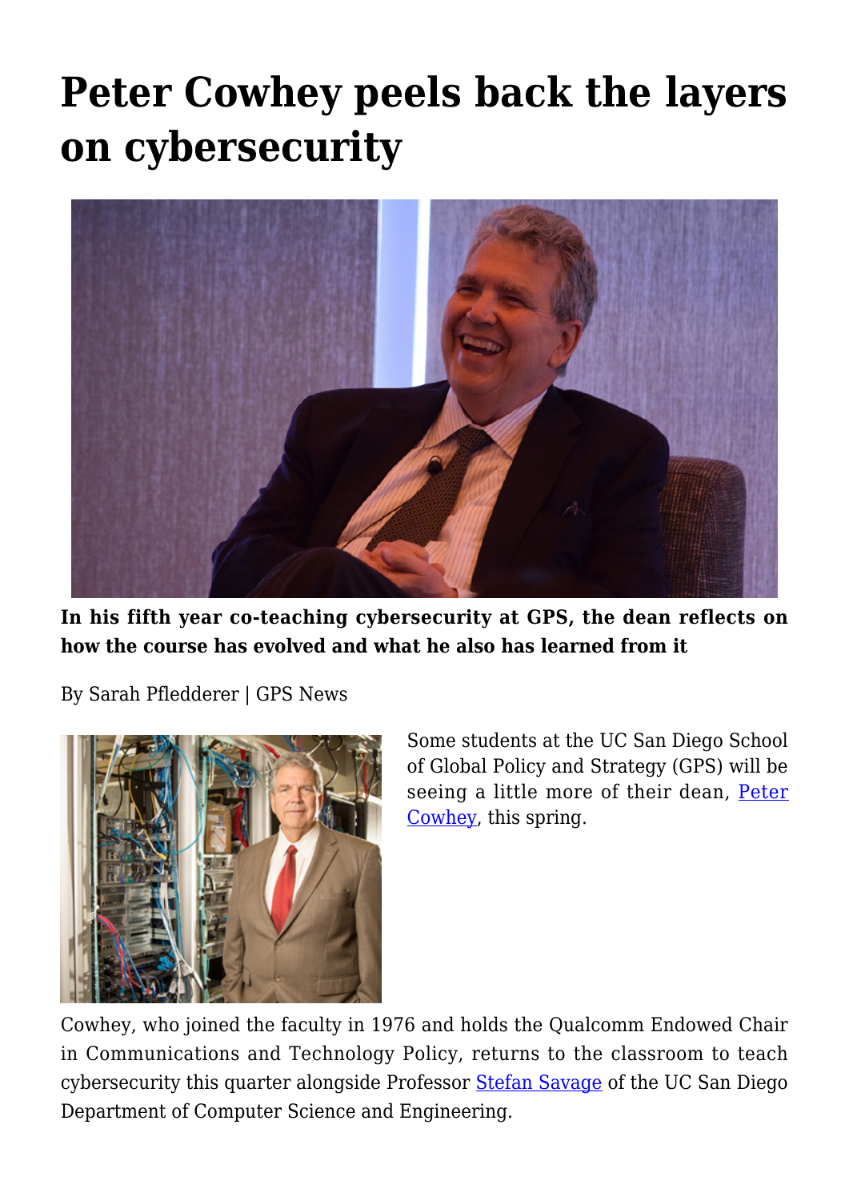# Peter Cowhey peels back the layers on cybersecurity

**In his fifth year co-teaching cybersecurity at GPS, the dean reflects on how the course has evolved and what he also has learned from it**

By Sarah Pfledderer | GPS News

Some students at the UC San Diego School of Global Policy and Strategy (GPS) will be seeing a little more of their dean, Peter Cowhey, this spring.

Cowhey, who joined the faculty in 1976 and holds the Qualcomm Endowed Chair in Communications and Technology Policy, returns to the classroom to teach cybersecurity this quarter alongside Professor Stefan Savage of the UC San Diego Department of Computer Science and Engineering.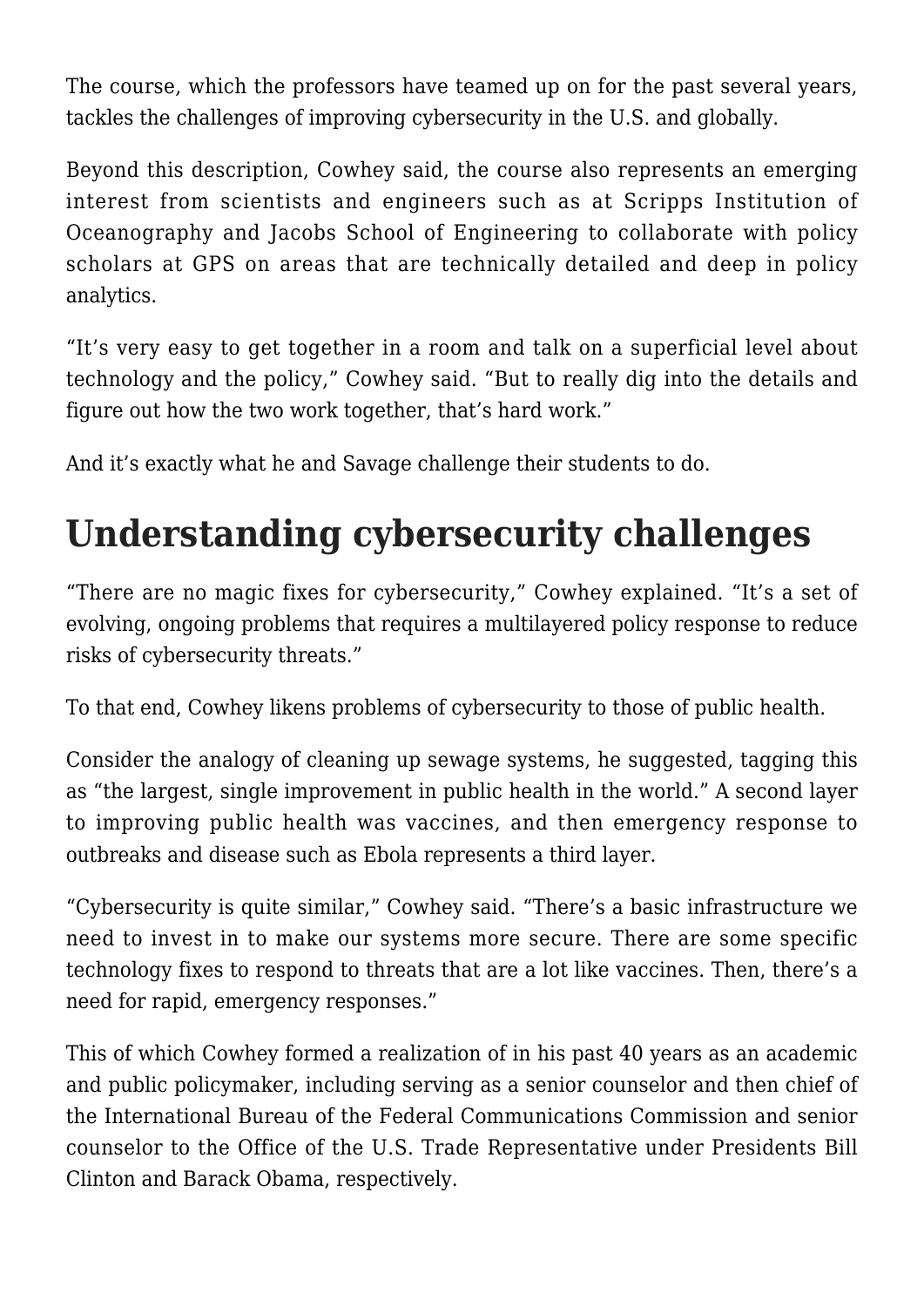The course, which the professors have teamed up on for the past several years, tackles the challenges of improving cybersecurity in the U.S. and globally.

Beyond this description, Cowhey said, the course also represents an emerging interest from scientists and engineers such as at Scripps Institution of Oceanography and Jacobs School of Engineering to collaborate with policy scholars at GPS on areas that are technically detailed and deep in policy analytics.

"It's very easy to get together in a room and talk on a superficial level about technology and the policy," Cowhey said. "But to really dig into the details and figure out how the two work together, that's hard work."

And it's exactly what he and Savage challenge their students to do.

## Understanding cybersecurity challenges

"There are no magic fixes for cybersecurity," Cowhey explained. "It's a set of evolving, ongoing problems that requires a multilayered policy response to reduce risks of cybersecurity threats."

To that end, Cowhey likens problems of cybersecurity to those of public health.

Consider the analogy of cleaning up sewage systems, he suggested, tagging this as "the largest, single improvement in public health in the world." A second layer to improving public health was vaccines, and then emergency response to outbreaks and disease such as Ebola represents a third layer.

"Cybersecurity is quite similar," Cowhey said. "There's a basic infrastructure we need to invest in to make our systems more secure. There are some specific technology fixes to respond to threats that are a lot like vaccines. Then, there's a need for rapid, emergency responses."

This of which Cowhey formed a realization of in his past 40 years as an academic and public policymaker, including serving as a senior counselor and then chief of the International Bureau of the Federal Communications Commission and senior counselor to the Office of the U.S. Trade Representative under Presidents Bill Clinton and Barack Obama, respectively.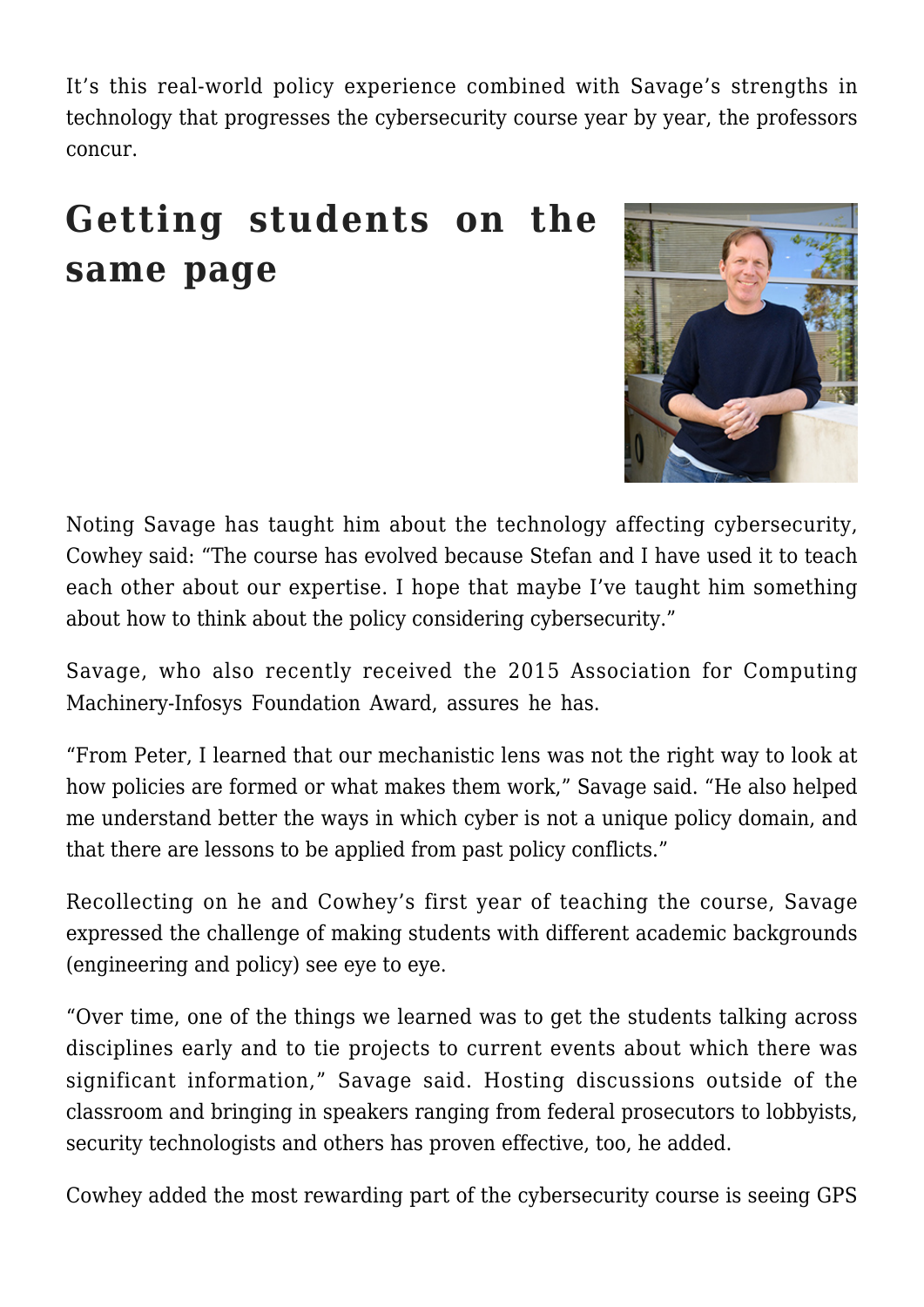It’s this real-world policy experience combined with Savage’s strengths in technology that progresses the cybersecurity course year by year, the professors concur.

## Getting students on the same page

Noting Savage has taught him about the technology affecting cybersecurity, Cowhey said: “The course has evolved because Stefan and I have used it to teach each other about our expertise. I hope that maybe I’ve taught him something about how to think about the policy considering cybersecurity.”

Savage, who also recently received the 2015 Association for Computing Machinery-Infosys Foundation Award, assures he has.

“From Peter, I learned that our mechanistic lens was not the right way to look at how policies are formed or what makes them work,” Savage said. “He also helped me understand better the ways in which cyber is not a unique policy domain, and that there are lessons to be applied from past policy conflicts.”

Recollecting on he and Cowhey’s first year of teaching the course, Savage expressed the challenge of making students with different academic backgrounds (engineering and policy) see eye to eye.

“Over time, one of the things we learned was to get the students talking across disciplines early and to tie projects to current events about which there was significant information,” Savage said. Hosting discussions outside of the classroom and bringing in speakers ranging from federal prosecutors to lobbyists, security technologists and others has proven effective, too, he added.

Cowhey added the most rewarding part of the cybersecurity course is seeing GPS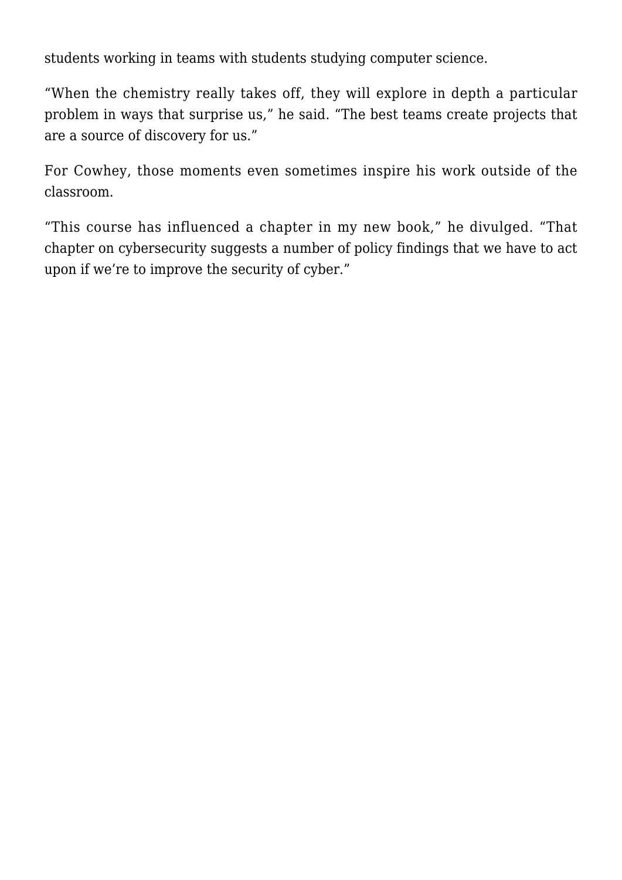students working in teams with students studying computer science.

“When the chemistry really takes off, they will explore in depth a particular problem in ways that surprise us,” he said. “The best teams create projects that are a source of discovery for us.”

For Cowhey, those moments even sometimes inspire his work outside of the classroom.

“This course has influenced a chapter in my new book,” he divulged. “That chapter on cybersecurity suggests a number of policy findings that we have to act upon if we’re to improve the security of cyber.”